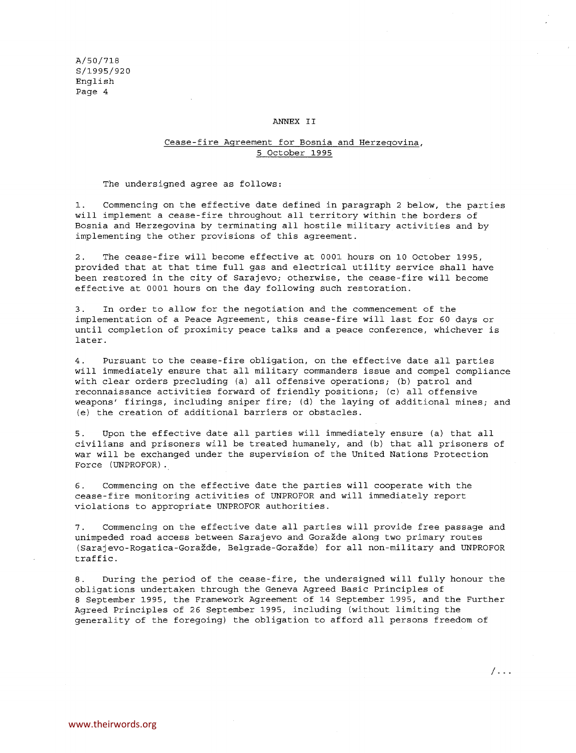## ANNEX II

### Cease-fire Agreement for Bosnia and Herzegovina, 5 October 1995

The undersigned agree as follows:

1. Commencing on the effective date defined in paragraph 2 below, the parties will implement a cease-fire throughout all territory within the borders of Bosnia and Herzegovina by terminating all hostile military activities and by implementing the other provisions of this agreement.

2. The cease-fire will become effective at 0001 hours on 10 October 1995, provided that at that time full gas and electrical utility service shall have been restored in the city of Sarajevo; otherwise, the cease-fire will become effective at 0001 hours on the day following such restoration.

3. In order to allow for the negotiation and the commencement of the implementation of a Peace Agreement, this cease-fire will last for 60 days or until completion of proximity peace talks and a peace conference, whichever is later.

4. Pursuant to the cease-fire obligation, on the effective date all parties will immediately ensure that all military commanders issue and compel compliance with clear orders precluding (a) all offensive operations; (b) patrol and reconnaissance activities forward of friendly positions; (c) all offensive weapons' firings, including sniper fire; (d) the laying of additional mines; and (e) the creation of additional barriers or obstacles.

5. Upon the effective date all parties will immediately ensure (a) that all civilians and prisoners will be treated humanely, and (b) that all prisoners of war will be exchanged under the supervision of the United Nations Protection Force (UNPROFOR).

6. Commencing on the effective date the parties will cooperate with the cease-fire monitoring activities of UNPROFOR and will immediately report violations to appropriate UNPROFOR authorities.

7. Commencing on the effective date all parties will provide free passage and unimpeded road access between Sarajevo and Goražde along two primary routes (Sarajevo-Rogatica-Goražde, Belgrade-Goražde) for all non-military and UNPROFOR traffic.

8. During the period of the cease-fire, the undersigned will fully honour the obligations undertaken through the Geneva Agreed Basic Principles of 8 September 1995, the Framework Agreement of 14 September 1995, and the Further Agreed Principles of 26 September 1995, including (without limiting the generality of the foregoing) the obligation to afford all persons freedom of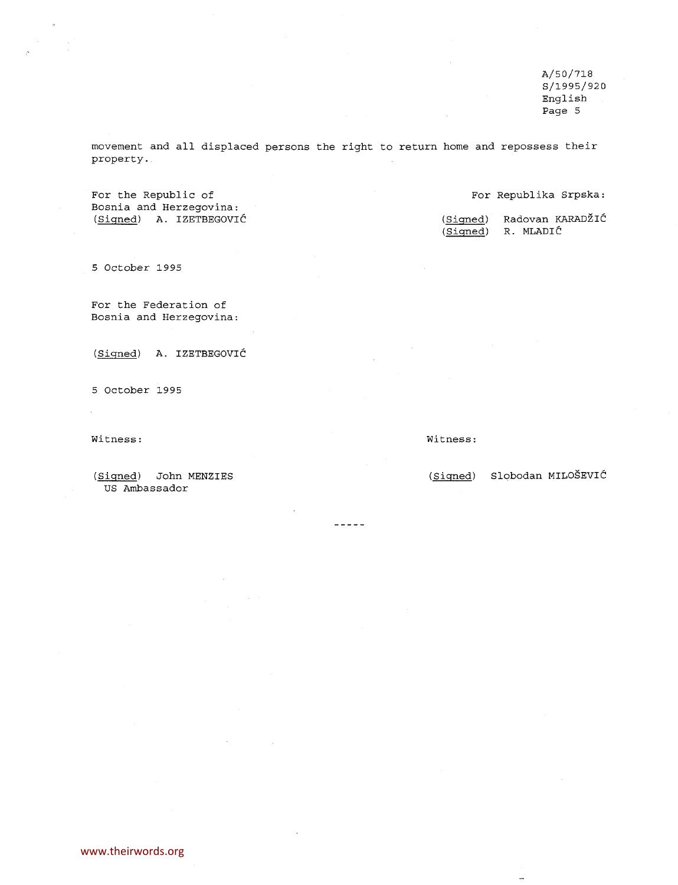movement and all displaced persons the right to return home and repossess their property.

For the Republic of Bosnia and Herzegovina:
(Signed) A. IZETBEGOVIĆ

For Republika Srpska:

(Signed) Radovan KARADŽIĆ
(Signed) R. MLADIĆ

5 October 1995

For the Federation of Bosnia and Herzegovina:

(Signed) A. IZETBEGOVIĆ

5 October 1995

Witness:

(Signed) John MENZIES
US Ambassador

Witness:

(Signed) Slobodan MILOŠEVIĆ

-----

www.theirwords.org